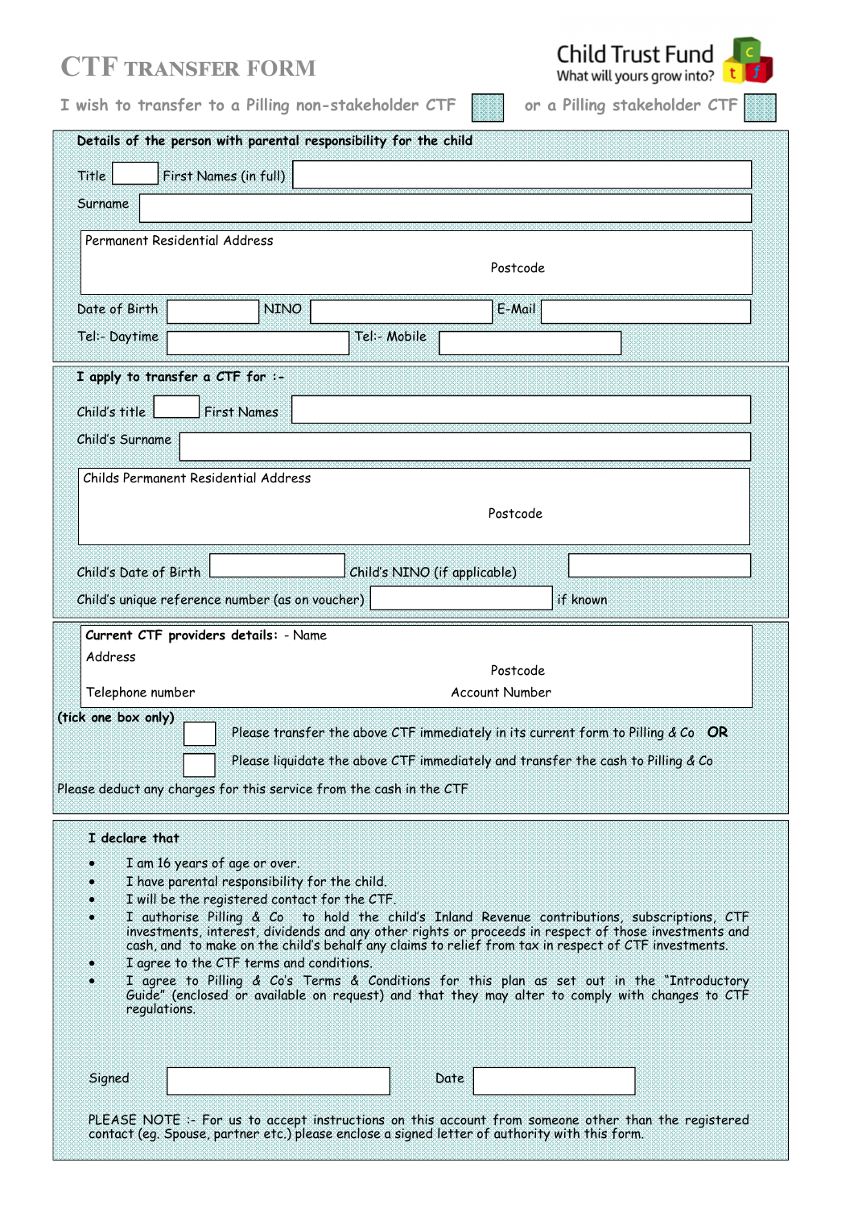# CTF TRANSFER FORM

Child Trust Fund
What will yours grow into?

I wish to transfer to a Pilling non-stakeholder CTF ☐ or a Pilling stakeholder CTF ☐

**Details of the person with parental responsibility for the child**

Title ______ First Names (in full) ______

Surname ______

Permanent Residential Address

Postcode

Date of Birth ______ NINO ______ E-Mail ______

Tel:- Daytime ______ Tel:- Mobile ______

**I apply to transfer a CTF for :-**

Child's title ______ First Names ______

Child's Surname ______

Childs Permanent Residential Address

Postcode

Child's Date of Birth ______ Child's NINO (if applicable) ______

Child's unique reference number (as on voucher) ______ if known

**Current CTF providers details:** - Name

Address

Postcode

Telephone number

Account Number

**(tick one box only)**

☐ Please transfer the above CTF immediately in its current form to Pilling & Co **OR**

☐ Please liquidate the above CTF immediately and transfer the cash to Pilling & Co

Please deduct any charges for this service from the cash in the CTF

**I declare that**

- I am 16 years of age or over.
- I have parental responsibility for the child.
- I will be the registered contact for the CTF.
- I authorise Pilling & Co to hold the child's Inland Revenue contributions, subscriptions, CTF investments, interest, dividends and any other rights or proceeds in respect of those investments and cash, and to make on the child's behalf any claims to relief from tax in respect of CTF investments.
- I agree to the CTF terms and conditions.
- I agree to Pilling & Co's Terms & Conditions for this plan as set out in the "Introductory Guide" (enclosed or available on request) and that they may alter to comply with changes to CTF regulations.

Signed ______ Date ______

PLEASE NOTE :- For us to accept instructions on this account from someone other than the registered contact (eg. Spouse, partner etc.) please enclose a signed letter of authority with this form.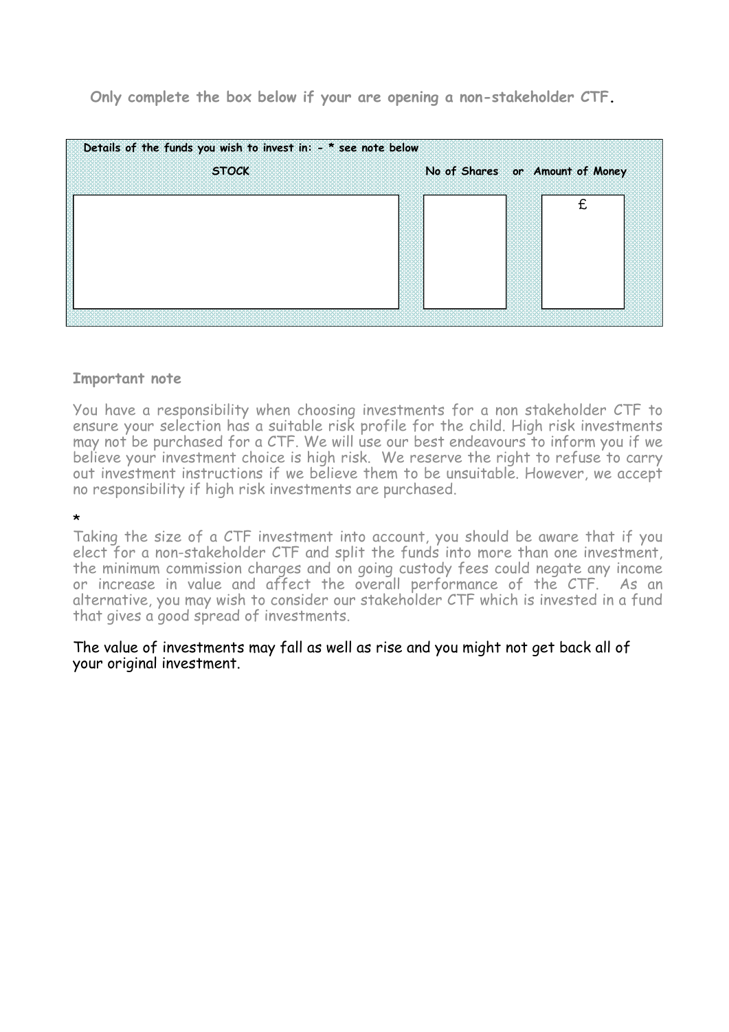**Only complete the box below if your are opening a non-stakeholder CTF.**

**Details of the funds you wish to invest in: - * see note below**

| STOCK | No of Shares | or Amount of Money |
|---|---|---|
| | | £ |

**Important note**

You have a responsibility when choosing investments for a non stakeholder CTF to ensure your selection has a suitable risk profile for the child. High risk investments may not be purchased for a CTF. We will use our best endeavours to inform you if we believe your investment choice is high risk. We reserve the right to refuse to carry out investment instructions if we believe them to be unsuitable. However, we accept no responsibility if high risk investments are purchased.

*

Taking the size of a CTF investment into account, you should be aware that if you elect for a non-stakeholder CTF and split the funds into more than one investment, the minimum commission charges and on going custody fees could negate any income or increase in value and affect the overall performance of the CTF. As an alternative, you may wish to consider our stakeholder CTF which is invested in a fund that gives a good spread of investments.

The value of investments may fall as well as rise and you might not get back all of your original investment.